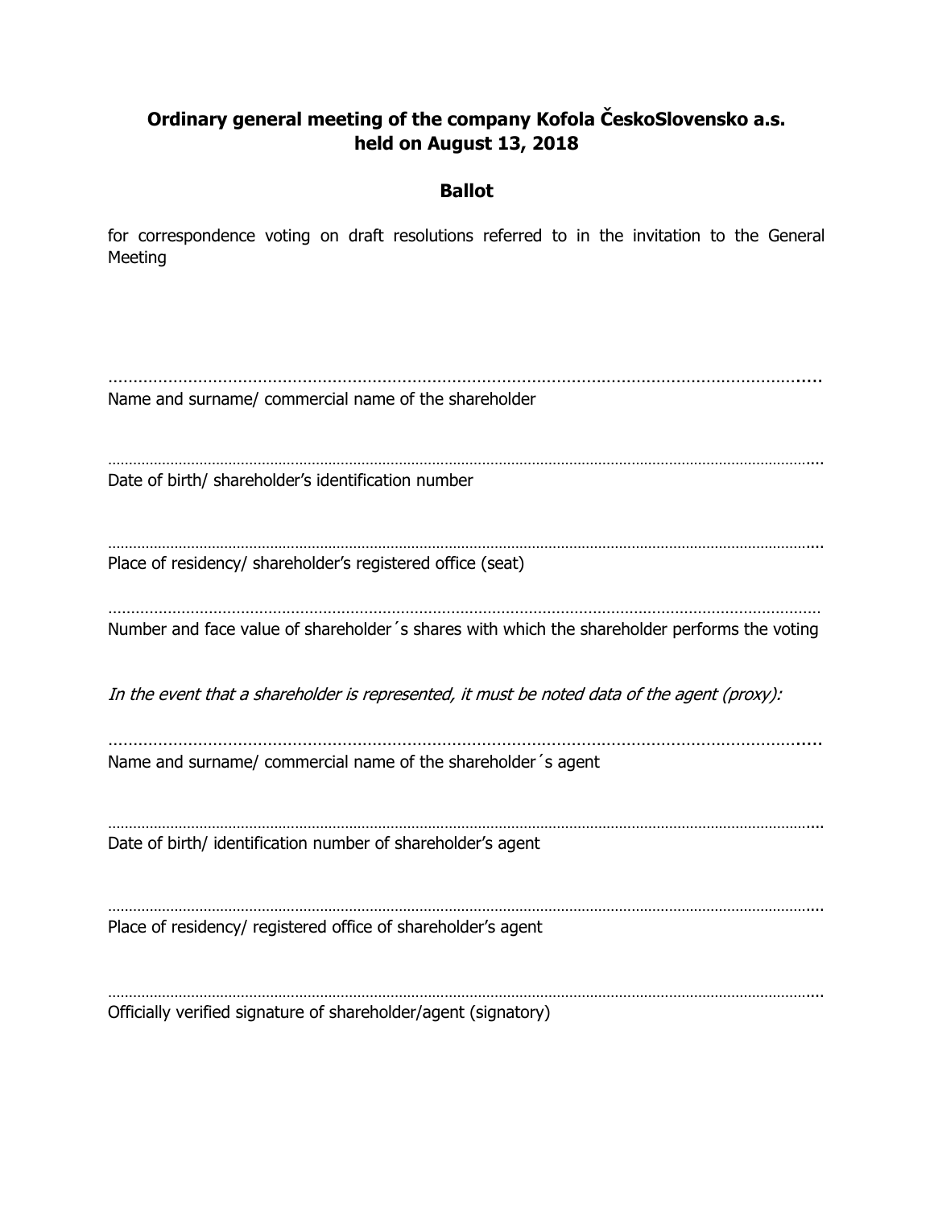**Ordinary general meeting of the company Kofola ČeskoSlovensko a.s. held on August 13, 2018**

## Ballot

for correspondence voting on draft resolutions referred to in the invitation to the General Meeting

.............................................................................................................................................

Name and surname/ commercial name of the shareholder

.............................................................................................................................................

Date of birth/ shareholder's identification number

.............................................................................................................................................

Place of residency/ shareholder's registered office (seat)

.............................................................................................................................................

Number and face value of shareholder´s shares with which the shareholder performs the voting

*In the event that a shareholder is represented, it must be noted data of the agent (proxy):*

.............................................................................................................................................

Name and surname/ commercial name of the shareholder´s agent

.............................................................................................................................................

Date of birth/ identification number of shareholder's agent

.............................................................................................................................................

Place of residency/ registered office of shareholder's agent

.............................................................................................................................................

Officially verified signature of shareholder/agent (signatory)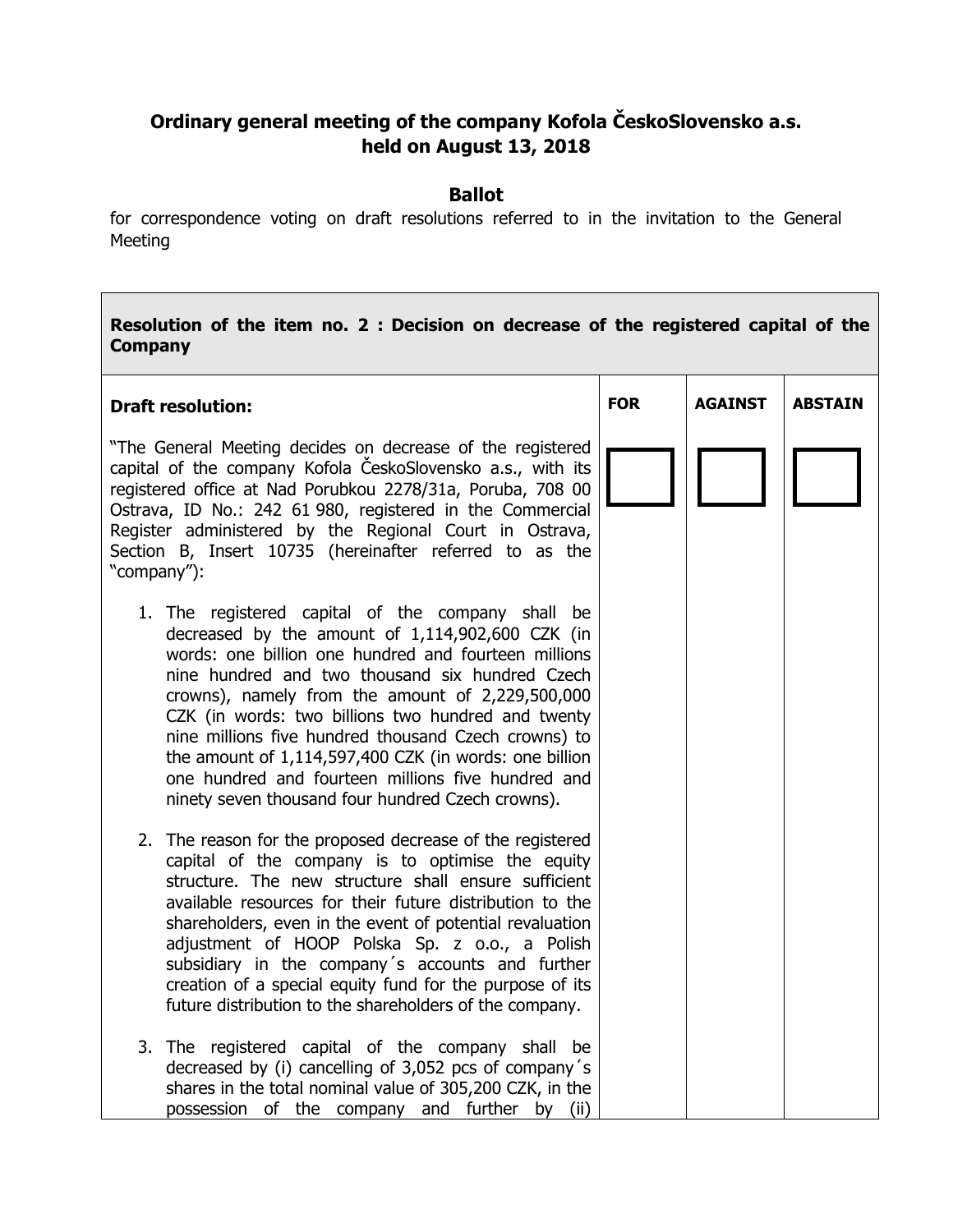# Ordinary general meeting of the company Kofola ČeskoSlovensko a.s. held on August 13, 2018

## Ballot

for correspondence voting on draft resolutions referred to in the invitation to the General Meeting

| **Resolution of the item no. 2 : Decision on decrease of the registered capital of the Company** | | | |
|---|---|---|---|
| **Draft resolution:**<br><br>"The General Meeting decides on decrease of the registered capital of the company Kofola ČeskoSlovensko a.s., with its registered office at Nad Porubkou 2278/31a, Poruba, 708 00 Ostrava, ID No.: 242 61 980, registered in the Commercial Register administered by the Regional Court in Ostrava, Section B, Insert 10735 (hereinafter referred to as the "company"):<br><br>1. The registered capital of the company shall be decreased by the amount of 1,114,902,600 CZK (in words: one billion one hundred and fourteen millions nine hundred and two thousand six hundred Czech crowns), namely from the amount of 2,229,500,000 CZK (in words: two billions two hundred and twenty nine millions five hundred thousand Czech crowns) to the amount of 1,114,597,400 CZK (in words: one billion one hundred and fourteen millions five hundred and ninety seven thousand four hundred Czech crowns).<br><br>2. The reason for the proposed decrease of the registered capital of the company is to optimise the equity structure. The new structure shall ensure sufficient available resources for their future distribution to the shareholders, even in the event of potential revaluation adjustment of HOOP Polska Sp. z o.o., a Polish subsidiary in the company´s accounts and further creation of a special equity fund for the purpose of its future distribution to the shareholders of the company.<br><br>3. The registered capital of the company shall be decreased by (i) cancelling of 3,052 pcs of company´s shares in the total nominal value of 305,200 CZK, in the possession of the company and further by (ii) | **FOR**<br><br>☐ | **AGAINST**<br><br>☐ | **ABSTAIN**<br><br>☐ |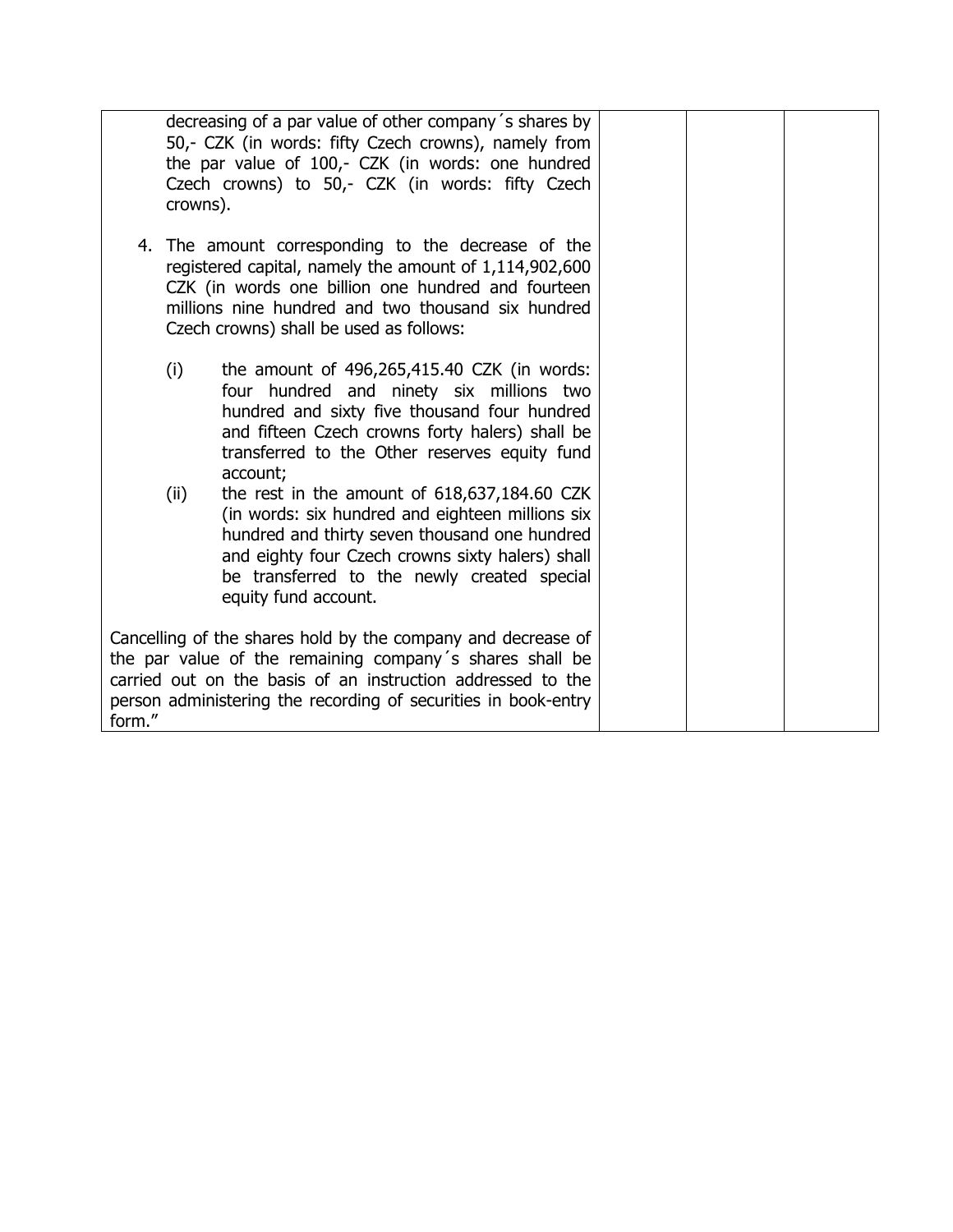| | | | |
|---|---|---|---|
| decreasing of a par value of other company´s shares by 50,- CZK (in words: fifty Czech crowns), namely from the par value of 100,- CZK (in words: one hundred Czech crowns) to 50,- CZK (in words: fifty Czech crowns).<br><br>4. The amount corresponding to the decrease of the registered capital, namely the amount of 1,114,902,600 CZK (in words one billion one hundred and fourteen millions nine hundred and two thousand six hundred Czech crowns) shall be used as follows:<br><br>(i) the amount of 496,265,415.40 CZK (in words: four hundred and ninety six millions two hundred and sixty five thousand four hundred and fifteen Czech crowns forty halers) shall be transferred to the Other reserves equity fund account;<br>(ii) the rest in the amount of 618,637,184.60 CZK (in words: six hundred and eighteen millions six hundred and thirty seven thousand one hundred and eighty four Czech crowns sixty halers) shall be transferred to the newly created special equity fund account.<br><br>Cancelling of the shares hold by the company and decrease of the par value of the remaining company´s shares shall be carried out on the basis of an instruction addressed to the person administering the recording of securities in book-entry form." | | | |